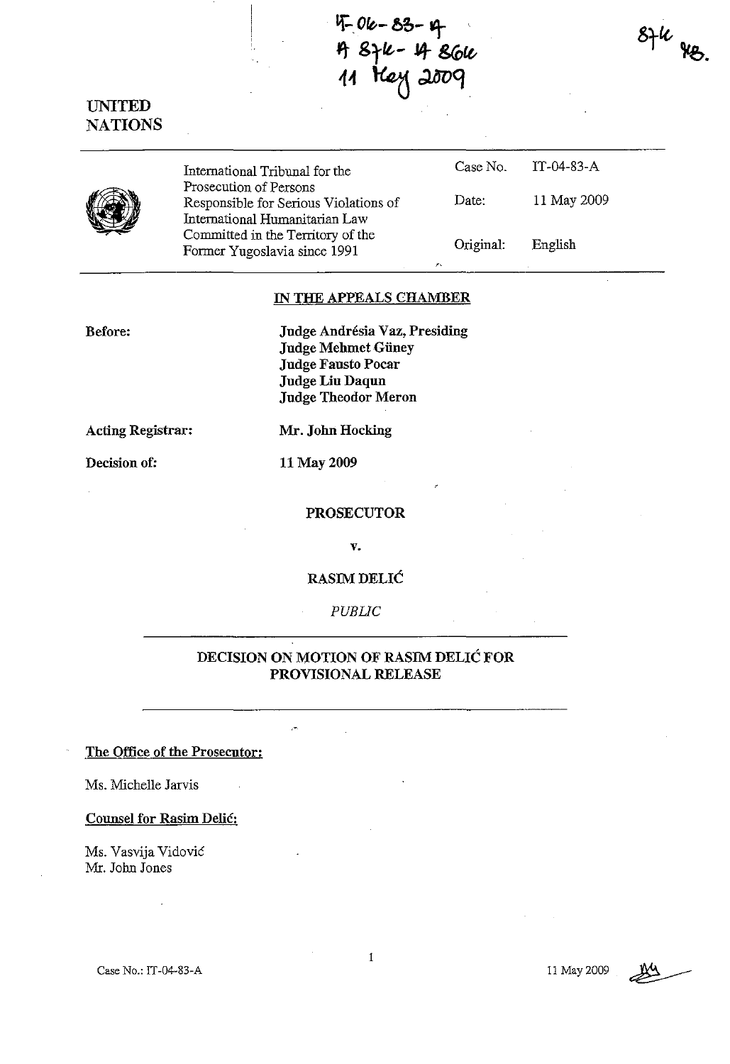IT-04-83-A
A 874 - A 866
11 May 2009

874 AB.

UNITED NATIONS

| | | | |
|---|---|---|---|
| International Tribunal for the Prosecution of Persons Responsible for Serious Violations of International Humanitarian Law Committed in the Territory of the Former Yugoslavia since 1991 | Case No. | IT-04-83-A |
| | Date: | 11 May 2009 |
| | Original: | English |

**IN THE APPEALS CHAMBER**

**Before:** **Judge Andrésia Vaz, Presiding**
**Judge Mehmet Güney**
**Judge Fausto Pocar**
**Judge Liu Daqun**
**Judge Theodor Meron**

**Acting Registrar:** **Mr. John Hocking**

**Decision of:** **11 May 2009**

**PROSECUTOR**

**v.**

**RASIM DELIĆ**

*PUBLIC*

**DECISION ON MOTION OF RASIM DELIĆ FOR PROVISIONAL RELEASE**

**The Office of the Prosecutor:**

Ms. Michelle Jarvis

**Counsel for Rasim Delić:**

Ms. Vasvija Vidović
Mr. John Jones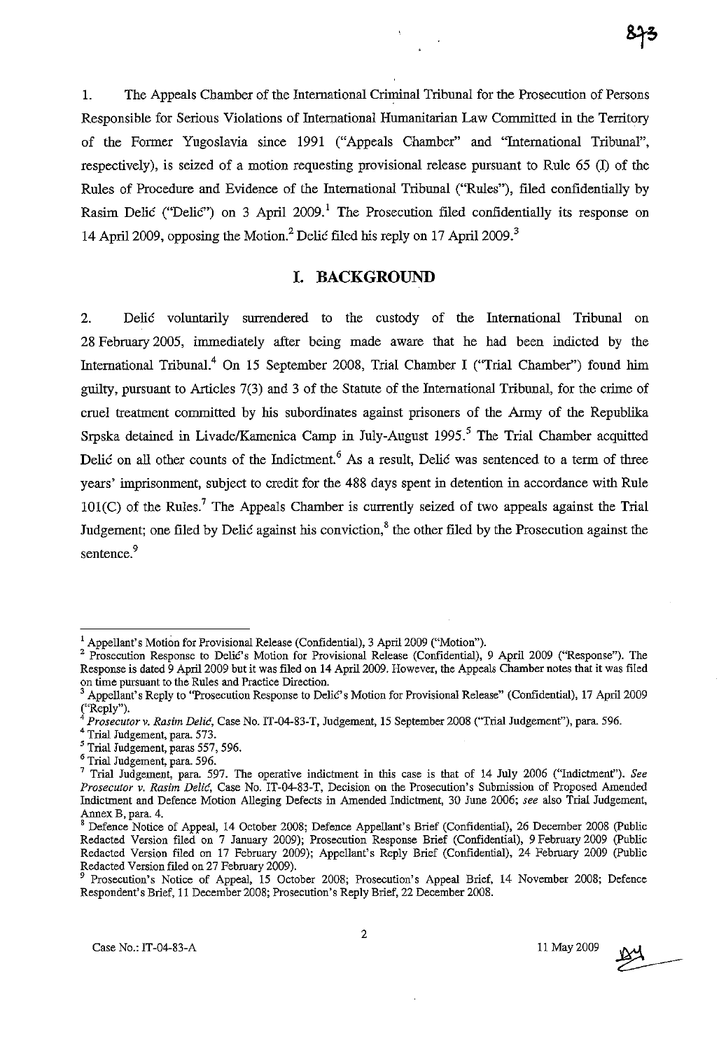1. The Appeals Chamber of the International Criminal Tribunal for the Prosecution of Persons Responsible for Serious Violations of International Humanitarian Law Committed in the Territory of the Former Yugoslavia since 1991 ("Appeals Chamber" and "International Tribunal", respectively), is seized of a motion requesting provisional release pursuant to Rule 65 (I) of the Rules of Procedure and Evidence of the International Tribunal ("Rules"), filed confidentially by Rasim Delić ("Delić") on 3 April 2009.[1] The Prosecution filed confidentially its response on 14 April 2009, opposing the Motion.[2] Delić filed his reply on 17 April 2009.[3]

## I. BACKGROUND

2. Delić voluntarily surrendered to the custody of the International Tribunal on 28 February 2005, immediately after being made aware that he had been indicted by the International Tribunal.[4] On 15 September 2008, Trial Chamber I ("Trial Chamber") found him guilty, pursuant to Articles 7(3) and 3 of the Statute of the International Tribunal, for the crime of cruel treatment committed by his subordinates against prisoners of the Army of the Republika Srpska detained in Livade/Kamenica Camp in July-August 1995.[5] The Trial Chamber acquitted Delić on all other counts of the Indictment.[6] As a result, Delić was sentenced to a term of three years' imprisonment, subject to credit for the 488 days spent in detention in accordance with Rule 101(C) of the Rules.[7] The Appeals Chamber is currently seized of two appeals against the Trial Judgement; one filed by Delić against his conviction,[8] the other filed by the Prosecution against the sentence.[9]

---

[1] Appellant's Motion for Provisional Release (Confidential), 3 April 2009 ("Motion").

[2] Prosecution Response to Delić's Motion for Provisional Release (Confidential), 9 April 2009 ("Response"). The Response is dated 9 April 2009 but it was filed on 14 April 2009. However, the Appeals Chamber notes that it was filed on time pursuant to the Rules and Practice Direction.

[3] Appellant's Reply to "Prosecution Response to Delić's Motion for Provisional Release" (Confidential), 17 April 2009 ("Reply").

[4] *Prosecutor v. Rasim Delić*, Case No. IT-04-83-T, Judgement, 15 September 2008 ("Trial Judgement"), para. 596.

[4] Trial Judgement, para. 573.

[5] Trial Judgement, paras 557, 596.

[6] Trial Judgement, para. 596.

[7] Trial Judgement, para. 597. The operative indictment in this case is that of 14 July 2006 ("Indictment"). *See Prosecutor v. Rasim Delić*, Case No. IT-04-83-T, Decision on the Prosecution's Submission of Proposed Amended Indictment and Defence Motion Alleging Defects in Amended Indictment, 30 June 2006; *see* also Trial Judgement, Annex B, para. 4.

[8] Defence Notice of Appeal, 14 October 2008; Defence Appellant's Brief (Confidential), 26 December 2008 (Public Redacted Version filed on 7 January 2009); Prosecution Response Brief (Confidential), 9 February 2009 (Public Redacted Version filed on 17 February 2009); Appellant's Reply Brief (Confidential), 24 February 2009 (Public Redacted Version filed on 27 February 2009).

[9] Prosecution's Notice of Appeal, 15 October 2008; Prosecution's Appeal Brief, 14 November 2008; Defence Respondent's Brief, 11 December 2008; Prosecution's Reply Brief, 22 December 2008.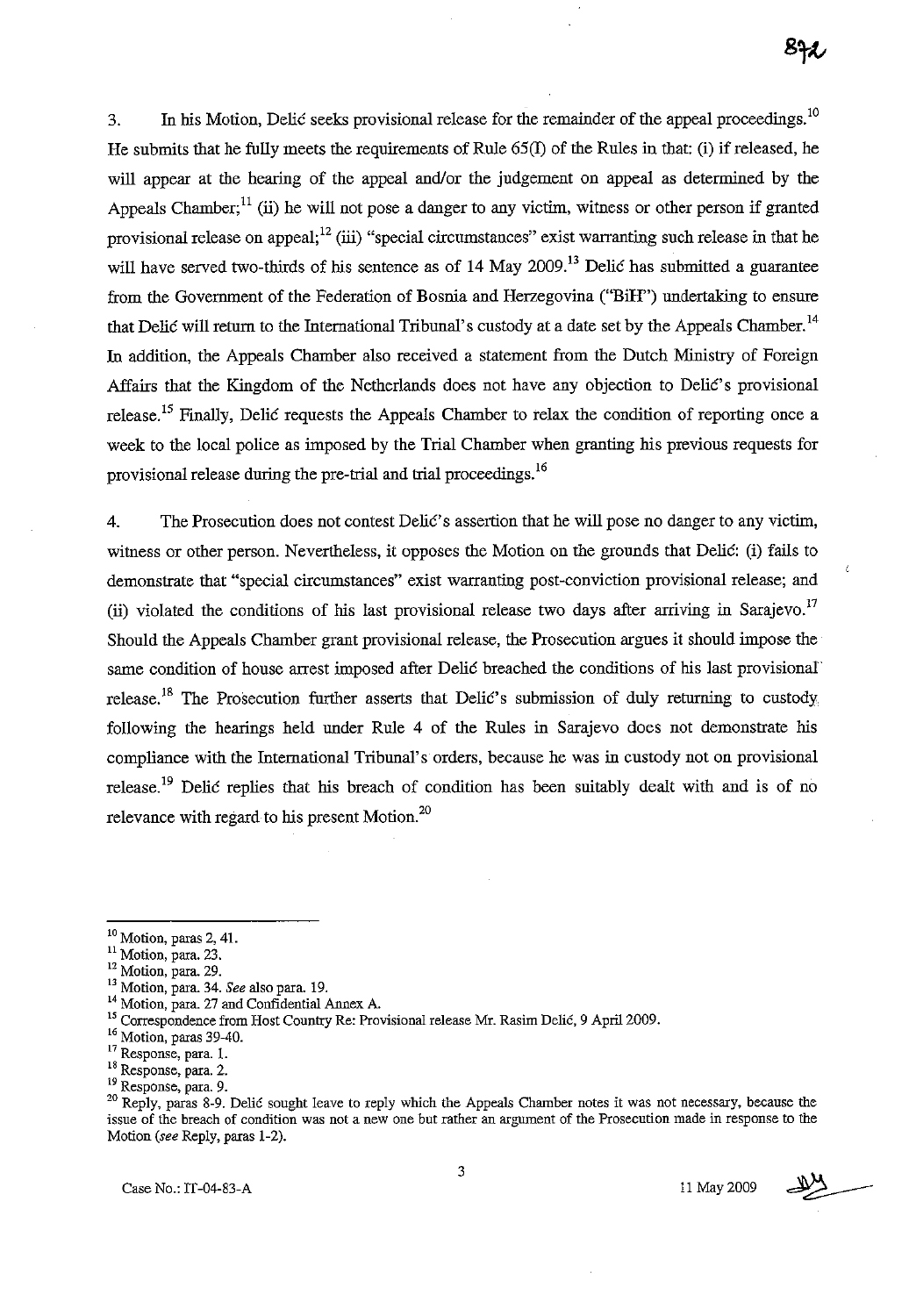3. In his Motion, Delić seeks provisional release for the remainder of the appeal proceedings.[10] He submits that he fully meets the requirements of Rule 65(I) of the Rules in that: (i) if released, he will appear at the hearing of the appeal and/or the judgement on appeal as determined by the Appeals Chamber;[11] (ii) he will not pose a danger to any victim, witness or other person if granted provisional release on appeal;[12] (iii) "special circumstances" exist warranting such release in that he will have served two-thirds of his sentence as of 14 May 2009.[13] Delić has submitted a guarantee from the Government of the Federation of Bosnia and Herzegovina ("BiH") undertaking to ensure that Delić will return to the International Tribunal's custody at a date set by the Appeals Chamber.[14] In addition, the Appeals Chamber also received a statement from the Dutch Ministry of Foreign Affairs that the Kingdom of the Netherlands does not have any objection to Delić's provisional release.[15] Finally, Delić requests the Appeals Chamber to relax the condition of reporting once a week to the local police as imposed by the Trial Chamber when granting his previous requests for provisional release during the pre-trial and trial proceedings.[16]

4. The Prosecution does not contest Delić's assertion that he will pose no danger to any victim, witness or other person. Nevertheless, it opposes the Motion on the grounds that Delić: (i) fails to demonstrate that "special circumstances" exist warranting post-conviction provisional release; and (ii) violated the conditions of his last provisional release two days after arriving in Sarajevo.[17] Should the Appeals Chamber grant provisional release, the Prosecution argues it should impose the same condition of house arrest imposed after Delić breached the conditions of his last provisional release.[18] The Prosecution further asserts that Delić's submission of duly returning to custody following the hearings held under Rule 4 of the Rules in Sarajevo does not demonstrate his compliance with the International Tribunal's orders, because he was in custody not on provisional release.[19] Delić replies that his breach of condition has been suitably dealt with and is of no relevance with regard to his present Motion.[20]

---

[10] Motion, paras 2, 41.
[11] Motion, para. 23.
[12] Motion, para. 29.
[13] Motion, para. 34. *See* also para. 19.
[14] Motion, para. 27 and Confidential Annex A.
[15] Correspondence from Host Country Re: Provisional release Mr. Rasim Delić, 9 April 2009.
[16] Motion, paras 39-40.
[17] Response, para. 1.
[18] Response, para. 2.
[19] Response, para. 9.
[20] Reply, paras 8-9. Delić sought leave to reply which the Appeals Chamber notes it was not necessary, because the issue of the breach of condition was not a new one but rather an argument of the Prosecution made in response to the Motion (*see* Reply, paras 1-2).

Case No.: IT-04-83-A 11 May 2009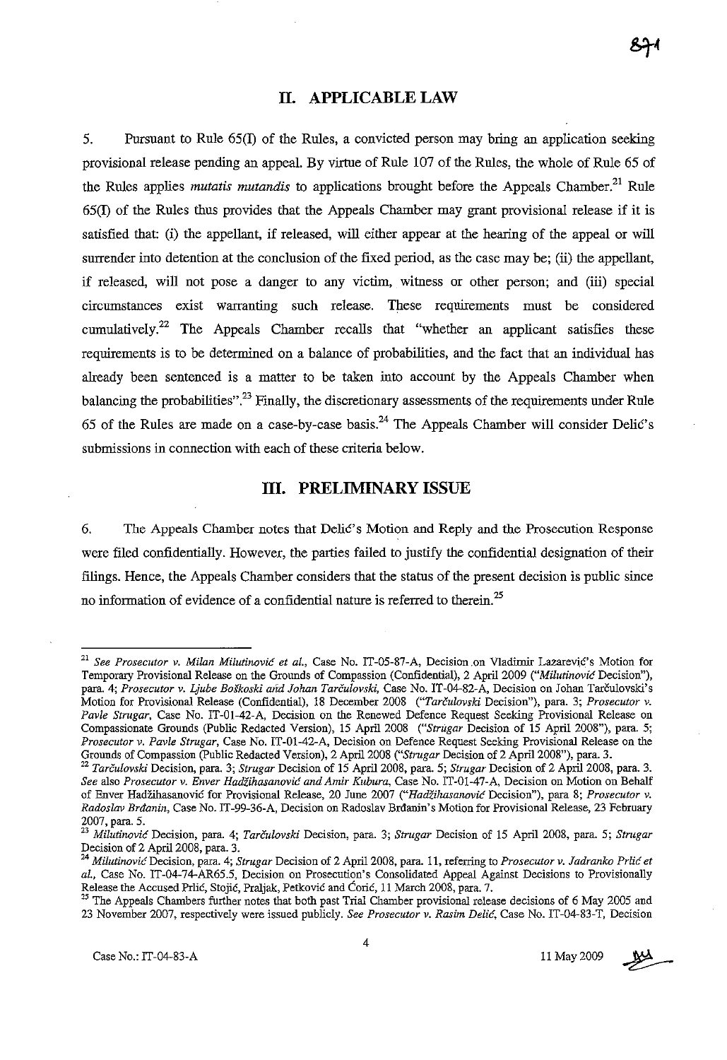## II. APPLICABLE LAW

5. Pursuant to Rule 65(I) of the Rules, a convicted person may bring an application seeking provisional release pending an appeal. By virtue of Rule 107 of the Rules, the whole of Rule 65 of the Rules applies *mutatis mutandis* to applications brought before the Appeals Chamber.[21] Rule 65(I) of the Rules thus provides that the Appeals Chamber may grant provisional release if it is satisfied that: (i) the appellant, if released, will either appear at the hearing of the appeal or will surrender into detention at the conclusion of the fixed period, as the case may be; (ii) the appellant, if released, will not pose a danger to any victim, witness or other person; and (iii) special circumstances exist warranting such release. These requirements must be considered cumulatively.[22] The Appeals Chamber recalls that "whether an applicant satisfies these requirements is to be determined on a balance of probabilities, and the fact that an individual has already been sentenced is a matter to be taken into account by the Appeals Chamber when balancing the probabilities".[23] Finally, the discretionary assessments of the requirements under Rule 65 of the Rules are made on a case-by-case basis.[24] The Appeals Chamber will consider Delić's submissions in connection with each of these criteria below.

## III. PRELIMINARY ISSUE

6. The Appeals Chamber notes that Delić's Motion and Reply and the Prosecution Response were filed confidentially. However, the parties failed to justify the confidential designation of their filings. Hence, the Appeals Chamber considers that the status of the present decision is public since no information of evidence of a confidential nature is referred to therein.[25]

---

[21] *See Prosecutor v. Milan Milutinović et al.*, Case No. IT-05-87-A, Decision on Vladimir Lazarević's Motion for Temporary Provisional Release on the Grounds of Compassion (Confidential), 2 April 2009 ("*Milutinović* Decision"), para. 4; *Prosecutor v. Ljube Boškoski and Johan Tarčulovski*, Case No. IT-04-82-A, Decision on Johan Tarčulovski's Motion for Provisional Release (Confidential), 18 December 2008 ("*Tarčulovski* Decision"), para. 3; *Prosecutor v. Pavle Strugar*, Case No. IT-01-42-A, Decision on the Renewed Defence Request Seeking Provisional Release on Compassionate Grounds (Public Redacted Version), 15 April 2008 ("*Strugar* Decision of 15 April 2008"), para. 5; *Prosecutor v. Pavle Strugar*, Case No. IT-01-42-A, Decision on Defence Request Seeking Provisional Release on the Grounds of Compassion (Public Redacted Version), 2 April 2008 ("*Strugar* Decision of 2 April 2008"), para. 3.

[22] *Tarčulovski* Decision, para. 3; *Strugar* Decision of 15 April 2008, para. 5; *Strugar* Decision of 2 April 2008, para. 3. *See* also *Prosecutor v. Enver Hadžihasanović and Amir Kubura*, Case No. IT-01-47-A, Decision on Motion on Behalf of Enver Hadžihasanović for Provisional Release, 20 June 2007 ("*Hadžihasanović* Decision"), para 8; *Prosecutor v. Radoslav Brđanin*, Case No. IT-99-36-A, Decision on Radoslav Brđanin's Motion for Provisional Release, 23 February 2007, para. 5.

[23] *Milutinović* Decision, para. 4; *Tarčulovski* Decision, para. 3; *Strugar* Decision of 15 April 2008, para. 5; *Strugar* Decision of 2 April 2008, para. 3.

[24] *Milutinović* Decision, para. 4; *Strugar* Decision of 2 April 2008, para. 11, referring to *Prosecutor v. Jadranko Prlić et al.*, Case No. IT-04-74-AR65.5, Decision on Prosecution's Consolidated Appeal Against Decisions to Provisionally Release the Accused Prlić, Stojić, Praljak, Petković and Ćorić, 11 March 2008, para. 7.

[25] The Appeals Chambers further notes that both past Trial Chamber provisional release decisions of 6 May 2005 and 23 November 2007, respectively were issued publicly. *See Prosecutor v. Rasim Delić*, Case No. IT-04-83-T, Decision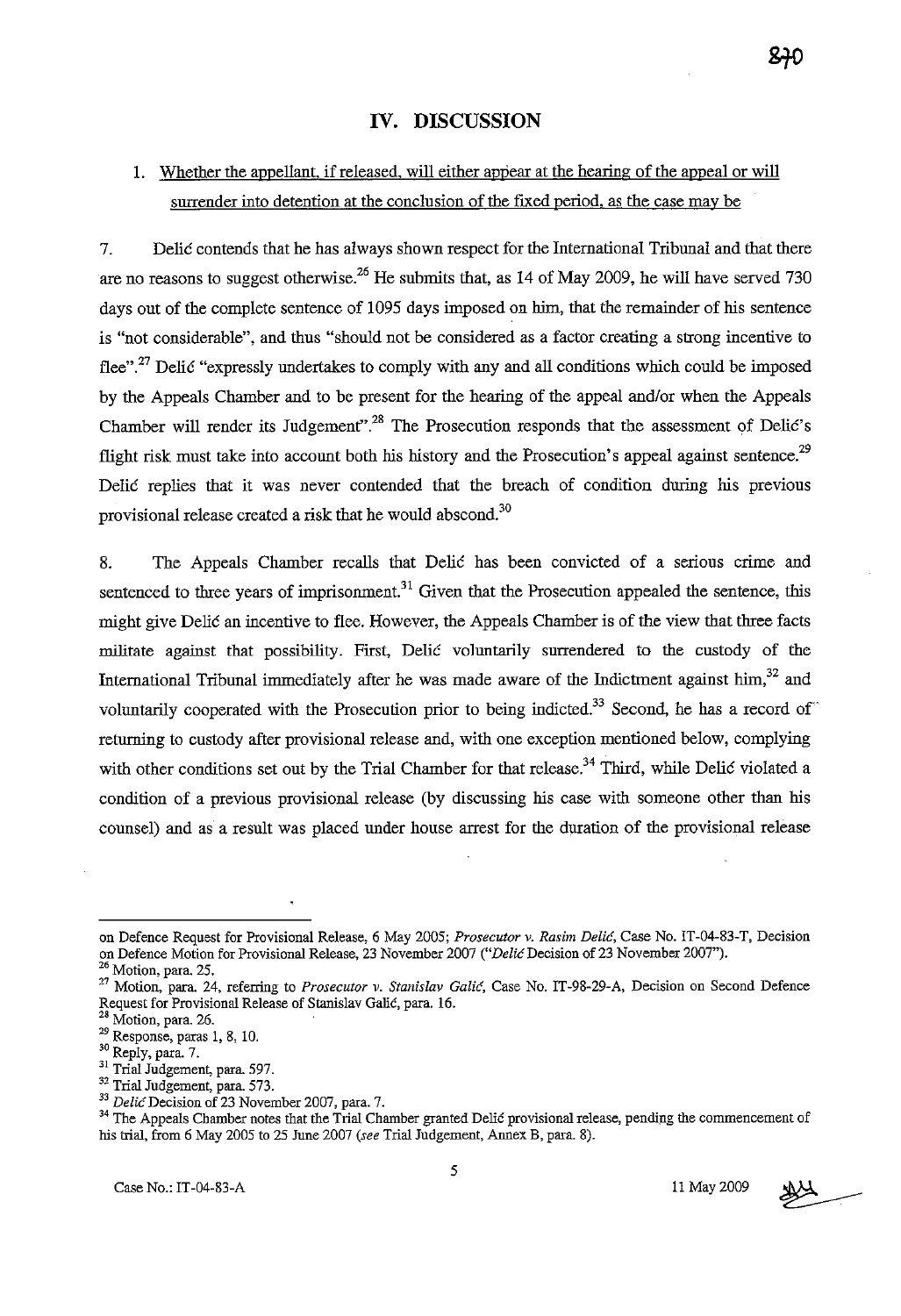# IV. DISCUSSION

1. Whether the appellant, if released, will either appear at the hearing of the appeal or will surrender into detention at the conclusion of the fixed period, as the case may be

7. Delić contends that he has always shown respect for the International Tribunal and that there are no reasons to suggest otherwise.[26] He submits that, as 14 of May 2009, he will have served 730 days out of the complete sentence of 1095 days imposed on him, that the remainder of his sentence is "not considerable", and thus "should not be considered as a factor creating a strong incentive to flee".[27] Delić "expressly undertakes to comply with any and all conditions which could be imposed by the Appeals Chamber and to be present for the hearing of the appeal and/or when the Appeals Chamber will render its Judgement".[28] The Prosecution responds that the assessment of Delić's flight risk must take into account both his history and the Prosecution's appeal against sentence.[29] Delić replies that it was never contended that the breach of condition during his previous provisional release created a risk that he would abscond.[30]

8. The Appeals Chamber recalls that Delić has been convicted of a serious crime and sentenced to three years of imprisonment.[31] Given that the Prosecution appealed the sentence, this might give Delić an incentive to flee. However, the Appeals Chamber is of the view that three facts militate against that possibility. First, Delić voluntarily surrendered to the custody of the International Tribunal immediately after he was made aware of the Indictment against him,[32] and voluntarily cooperated with the Prosecution prior to being indicted.[33] Second, he has a record of returning to custody after provisional release and, with one exception mentioned below, complying with other conditions set out by the Trial Chamber for that release.[34] Third, while Delić violated a condition of a previous provisional release (by discussing his case with someone other than his counsel) and as a result was placed under house arrest for the duration of the provisional release

---

on Defence Request for Provisional Release, 6 May 2005; *Prosecutor v. Rasim Delić*, Case No. IT-04-83-T, Decision on Defence Motion for Provisional Release, 23 November 2007 ("*Delić* Decision of 23 November 2007").

[26] Motion, para. 25.

[27] Motion, para. 24, referring to *Prosecutor v. Stanislav Galić*, Case No. IT-98-29-A, Decision on Second Defence Request for Provisional Release of Stanislav Galić, para. 16.

[28] Motion, para. 26.

[29] Response, paras 1, 8, 10.

[30] Reply, para. 7.

[31] Trial Judgement, para. 597.

[32] Trial Judgement, para. 573.

[33] *Delić* Decision of 23 November 2007, para. 7.

[34] The Appeals Chamber notes that the Trial Chamber granted Delić provisional release, pending the commencement of his trial, from 6 May 2005 to 25 June 2007 (*see* Trial Judgement, Annex B, para. 8).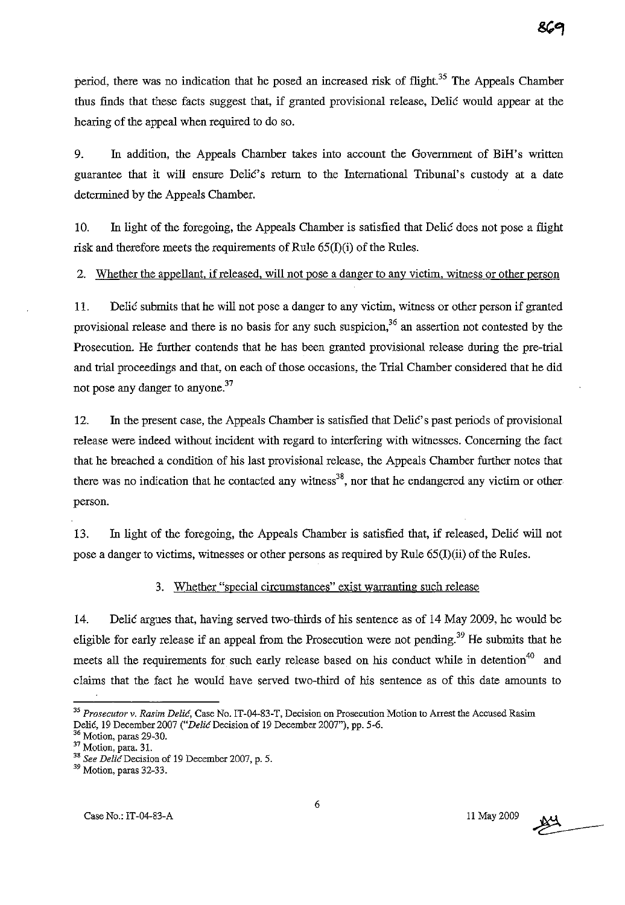period, there was no indication that he posed an increased risk of flight.[35] The Appeals Chamber thus finds that these facts suggest that, if granted provisional release, Delić would appear at the hearing of the appeal when required to do so.

9. In addition, the Appeals Chamber takes into account the Government of BiH's written guarantee that it will ensure Delić's return to the International Tribunal's custody at a date determined by the Appeals Chamber.

10. In light of the foregoing, the Appeals Chamber is satisfied that Delić does not pose a flight risk and therefore meets the requirements of Rule 65(I)(i) of the Rules.

2. Whether the appellant, if released, will not pose a danger to any victim, witness or other person

11. Delić submits that he will not pose a danger to any victim, witness or other person if granted provisional release and there is no basis for any such suspicion,[36] an assertion not contested by the Prosecution. He further contends that he has been granted provisional release during the pre-trial and trial proceedings and that, on each of those occasions, the Trial Chamber considered that he did not pose any danger to anyone.[37]

12. In the present case, the Appeals Chamber is satisfied that Delić's past periods of provisional release were indeed without incident with regard to interfering with witnesses. Concerning the fact that he breached a condition of his last provisional release, the Appeals Chamber further notes that there was no indication that he contacted any witness[38], nor that he endangered any victim or other person.

13. In light of the foregoing, the Appeals Chamber is satisfied that, if released, Delić will not pose a danger to victims, witnesses or other persons as required by Rule 65(I)(ii) of the Rules.

3. Whether "special circumstances" exist warranting such release

14. Delić argues that, having served two-thirds of his sentence as of 14 May 2009, he would be eligible for early release if an appeal from the Prosecution were not pending.[39] He submits that he meets all the requirements for such early release based on his conduct while in detention[40] and claims that the fact he would have served two-third of his sentence as of this date amounts to

---

[35] *Prosecutor v. Rasim Delić*, Case No. IT-04-83-T, Decision on Prosecution Motion to Arrest the Accused Rasim Delić, 19 December 2007 ("*Delić* Decision of 19 December 2007"), pp. 5-6.

[36] Motion, paras 29-30.

[37] Motion, para. 31.

[38] *See Delić* Decision of 19 December 2007, p. 5.

[39] Motion, paras 32-33.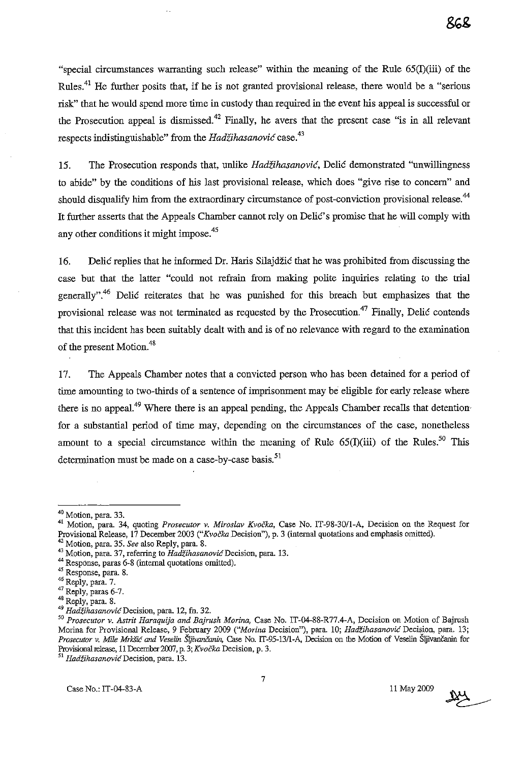"special circumstances warranting such release" within the meaning of the Rule 65(I)(iii) of the Rules.[41] He further posits that, if he is not granted provisional release, there would be a "serious risk" that he would spend more time in custody than required in the event his appeal is successful or the Prosecution appeal is dismissed.[42] Finally, he avers that the present case "is in all relevant respects indistinguishable" from the *Hadžihasanović* case.[43]

15. The Prosecution responds that, unlike *Hadžihasanović*, Delić demonstrated "unwillingness to abide" by the conditions of his last provisional release, which does "give rise to concern" and should disqualify him from the extraordinary circumstance of post-conviction provisional release.[44] It further asserts that the Appeals Chamber cannot rely on Delić's promise that he will comply with any other conditions it might impose.[45]

16. Delić replies that he informed Dr. Haris Silajdžić that he was prohibited from discussing the case but that the latter "could not refrain from making polite inquiries relating to the trial generally".[46] Delić reiterates that he was punished for this breach but emphasizes that the provisional release was not terminated as requested by the Prosecution.[47] Finally, Delić contends that this incident has been suitably dealt with and is of no relevance with regard to the examination of the present Motion.[48]

17. The Appeals Chamber notes that a convicted person who has been detained for a period of time amounting to two-thirds of a sentence of imprisonment may be eligible for early release where there is no appeal.[49] Where there is an appeal pending, the Appeals Chamber recalls that detention for a substantial period of time may, depending on the circumstances of the case, nonetheless amount to a special circumstance within the meaning of Rule 65(I)(iii) of the Rules.[50] This determination must be made on a case-by-case basis.[51]

---

[40] Motion, para. 33.

[41] Motion, para. 34, quoting *Prosecutor v. Miroslav Kvočka*, Case No. IT-98-30/1-A, Decision on the Request for Provisional Release, 17 December 2003 ("*Kvočka* Decision"), p. 3 (internal quotations and emphasis omitted).

[42] Motion, para. 35. *See* also Reply, para. 8.

[43] Motion, para. 37, referring to *Hadžihasanović* Decision, para. 13.

[44] Response, paras 6-8 (internal quotations omitted).

[45] Response, para. 8.

[46] Reply, para. 7.

[47] Reply, paras 6-7.

[48] Reply, para. 8.

[49] *Hadžihasanović* Decision, para. 12, fn. 32.

[50] *Prosecutor v. Astrit Haraquija and Bajrush Morina*, Case No. IT-04-88-R77.4-A, Decision on Motion of Bajrush Morina for Provisional Release, 9 February 2009 ("*Morina* Decision"), para. 10; *Hadžihasanović* Decision, para. 13; *Prosecutor v. Mile Mrkšić and Veselin Šljivančanin*, Case No. IT-95-13/1-A, Decision on the Motion of Veselin Šljivančanin for Provisional release, 11 December 2007, p. 3; *Kvočka* Decision, p. 3.

[51] *Hadžihasanović* Decision, para. 13.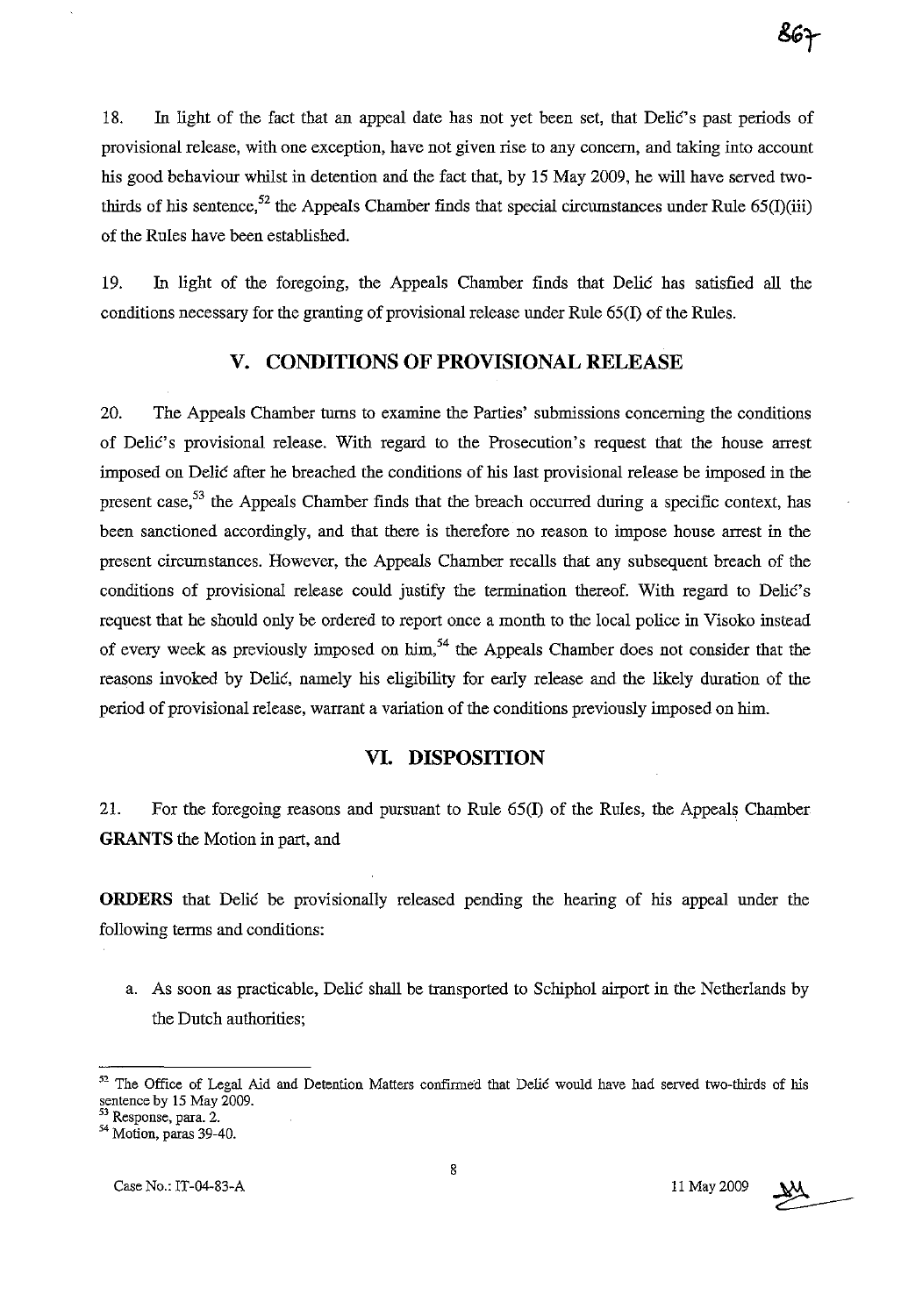18. In light of the fact that an appeal date has not yet been set, that Delić's past periods of provisional release, with one exception, have not given rise to any concern, and taking into account his good behaviour whilst in detention and the fact that, by 15 May 2009, he will have served two-thirds of his sentence,[52] the Appeals Chamber finds that special circumstances under Rule 65(I)(iii) of the Rules have been established.

19. In light of the foregoing, the Appeals Chamber finds that Delić has satisfied all the conditions necessary for the granting of provisional release under Rule 65(I) of the Rules.

## V. CONDITIONS OF PROVISIONAL RELEASE

20. The Appeals Chamber turns to examine the Parties' submissions concerning the conditions of Delić's provisional release. With regard to the Prosecution's request that the house arrest imposed on Delić after he breached the conditions of his last provisional release be imposed in the present case,[53] the Appeals Chamber finds that the breach occurred during a specific context, has been sanctioned accordingly, and that there is therefore no reason to impose house arrest in the present circumstances. However, the Appeals Chamber recalls that any subsequent breach of the conditions of provisional release could justify the termination thereof. With regard to Delić's request that he should only be ordered to report once a month to the local police in Visoko instead of every week as previously imposed on him,[54] the Appeals Chamber does not consider that the reasons invoked by Delić, namely his eligibility for early release and the likely duration of the period of provisional release, warrant a variation of the conditions previously imposed on him.

## VI. DISPOSITION

21. For the foregoing reasons and pursuant to Rule 65(I) of the Rules, the Appeals Chamber **GRANTS** the Motion in part, and

**ORDERS** that Delić be provisionally released pending the hearing of his appeal under the following terms and conditions:

a. As soon as practicable, Delić shall be transported to Schiphol airport in the Netherlands by the Dutch authorities;

---

[52] The Office of Legal Aid and Detention Matters confirmed that Delić would have had served two-thirds of his sentence by 15 May 2009.

[53] Response, para. 2.

[54] Motion, paras 39-40.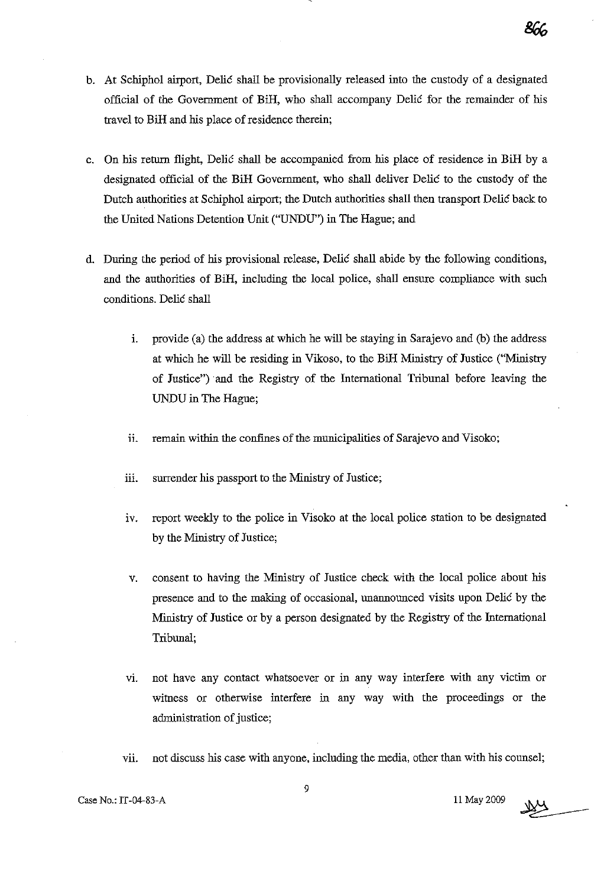b. At Schiphol airport, Delić shall be provisionally released into the custody of a designated official of the Government of BiH, who shall accompany Delić for the remainder of his travel to BiH and his place of residence therein;

c. On his return flight, Delić shall be accompanied from his place of residence in BiH by a designated official of the BiH Government, who shall deliver Delić to the custody of the Dutch authorities at Schiphol airport; the Dutch authorities shall then transport Delić back to the United Nations Detention Unit ("UNDU") in The Hague; and

d. During the period of his provisional release, Delić shall abide by the following conditions, and the authorities of BiH, including the local police, shall ensure compliance with such conditions. Delić shall

   i. provide (a) the address at which he will be staying in Sarajevo and (b) the address at which he will be residing in Vikoso, to the BiH Ministry of Justice ("Ministry of Justice") and the Registry of the International Tribunal before leaving the UNDU in The Hague;

   ii. remain within the confines of the municipalities of Sarajevo and Visoko;

   iii. surrender his passport to the Ministry of Justice;

   iv. report weekly to the police in Visoko at the local police station to be designated by the Ministry of Justice;

   v. consent to having the Ministry of Justice check with the local police about his presence and to the making of occasional, unannounced visits upon Delić by the Ministry of Justice or by a person designated by the Registry of the International Tribunal;

   vi. not have any contact whatsoever or in any way interfere with any victim or witness or otherwise interfere in any way with the proceedings or the administration of justice;

   vii. not discuss his case with anyone, including the media, other than with his counsel;

Case No.: IT-04-83-A 11 May 2009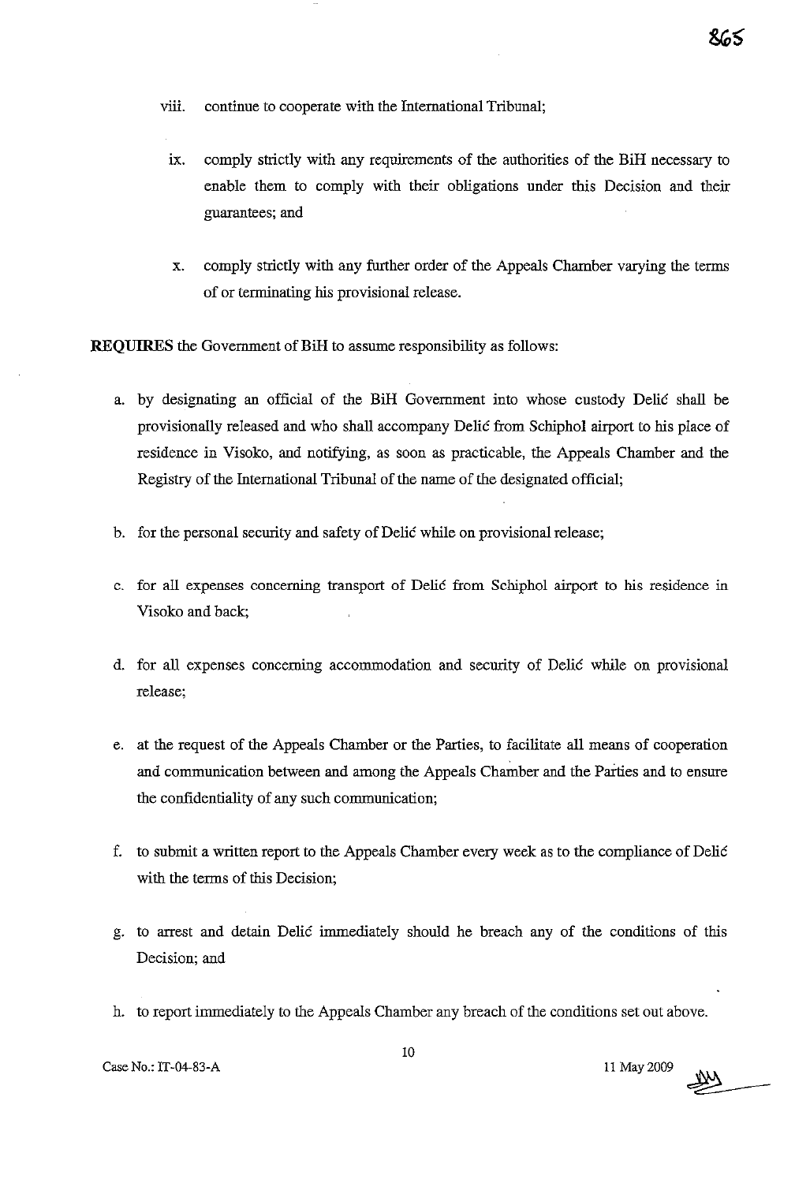viii. continue to cooperate with the International Tribunal;

ix. comply strictly with any requirements of the authorities of the BiH necessary to enable them to comply with their obligations under this Decision and their guarantees; and

x. comply strictly with any further order of the Appeals Chamber varying the terms of or terminating his provisional release.

**REQUIRES** the Government of BiH to assume responsibility as follows:

a. by designating an official of the BiH Government into whose custody Delić shall be provisionally released and who shall accompany Delić from Schiphol airport to his place of residence in Visoko, and notifying, as soon as practicable, the Appeals Chamber and the Registry of the International Tribunal of the name of the designated official;

b. for the personal security and safety of Delić while on provisional release;

c. for all expenses concerning transport of Delić from Schiphol airport to his residence in Visoko and back;

d. for all expenses concerning accommodation and security of Delić while on provisional release;

e. at the request of the Appeals Chamber or the Parties, to facilitate all means of cooperation and communication between and among the Appeals Chamber and the Parties and to ensure the confidentiality of any such communication;

f. to submit a written report to the Appeals Chamber every week as to the compliance of Delić with the terms of this Decision;

g. to arrest and detain Delić immediately should he breach any of the conditions of this Decision; and

h. to report immediately to the Appeals Chamber any breach of the conditions set out above.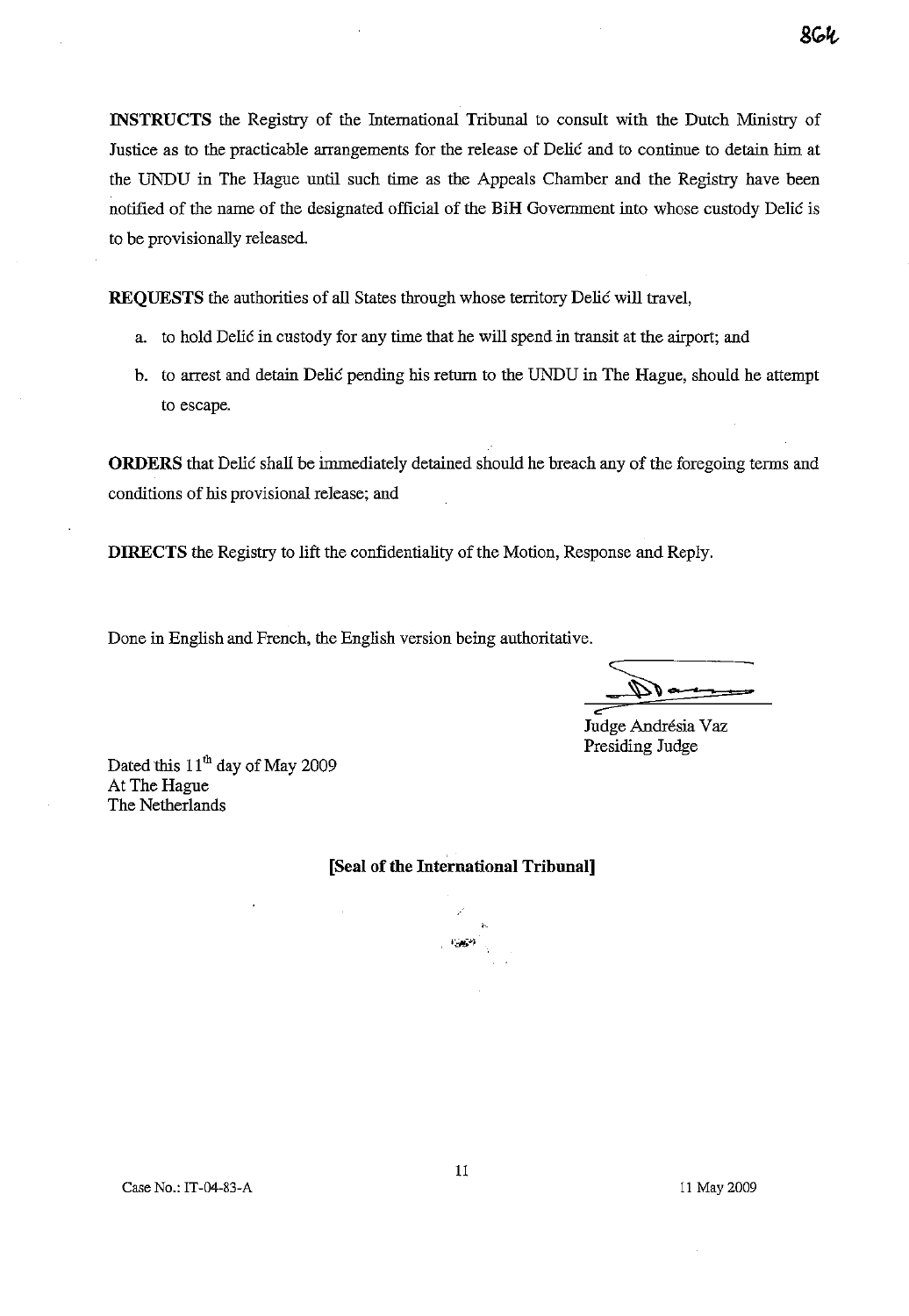**INSTRUCTS** the Registry of the International Tribunal to consult with the Dutch Ministry of Justice as to the practicable arrangements for the release of Delić and to continue to detain him at the UNDU in The Hague until such time as the Appeals Chamber and the Registry have been notified of the name of the designated official of the BiH Government into whose custody Delić is to be provisionally released.

**REQUESTS** the authorities of all States through whose territory Delić will travel,

a. to hold Delić in custody for any time that he will spend in transit at the airport; and

b. to arrest and detain Delić pending his return to the UNDU in The Hague, should he attempt to escape.

**ORDERS** that Delić shall be immediately detained should he breach any of the foregoing terms and conditions of his provisional release; and

**DIRECTS** the Registry to lift the confidentiality of the Motion, Response and Reply.

Done in English and French, the English version being authoritative.

Judge Andrésia Vaz
Presiding Judge

Dated this 11th day of May 2009
At The Hague
The Netherlands

**[Seal of the International Tribunal]**